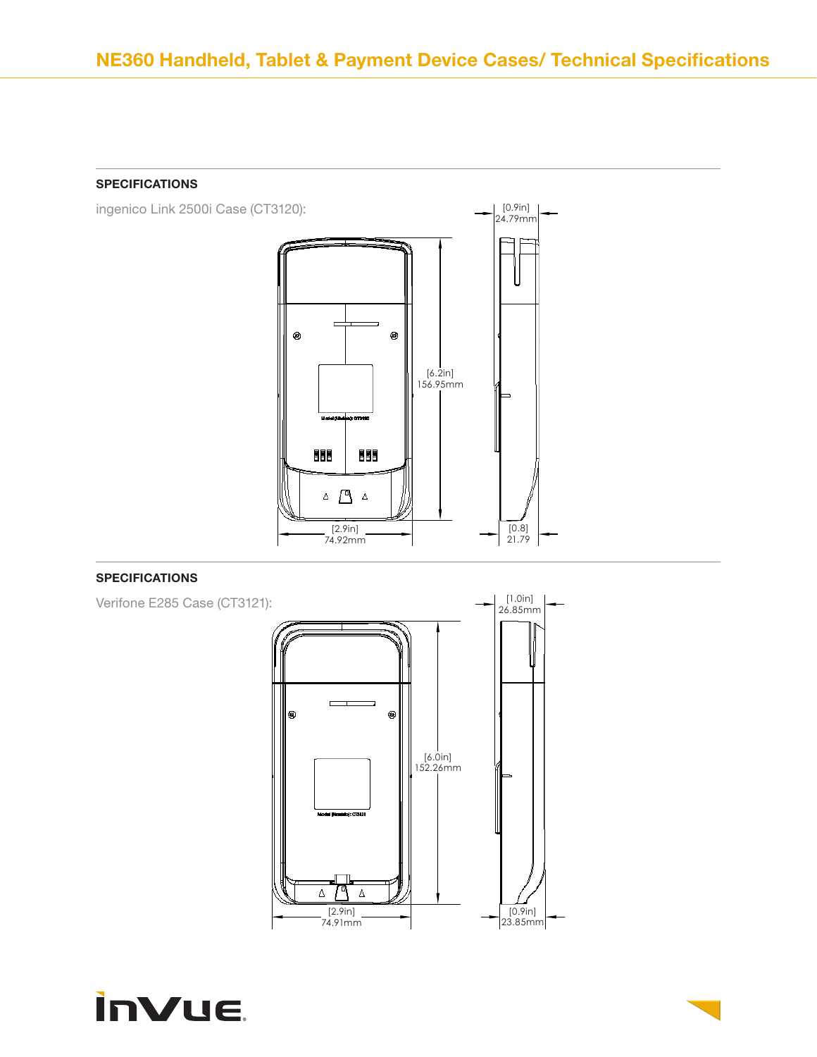# NE360 Handheld, Tablet & Payment Device Cases/ Technical Specifications

## SPECIFICATIONS

ingenico Link 2500i Case (CT3120):

[6.2in] 156.95mm

[2.9in] 74.92mm

[0.9in] 24.79mm

[0.8] 21.79

## SPECIFICATIONS

Verifone E285 Case (CT3121):

[6.0in] 152.26mm

[2.9in] 74.91mm

[1.0in] 26.85mm

[0.9in] 23.85mm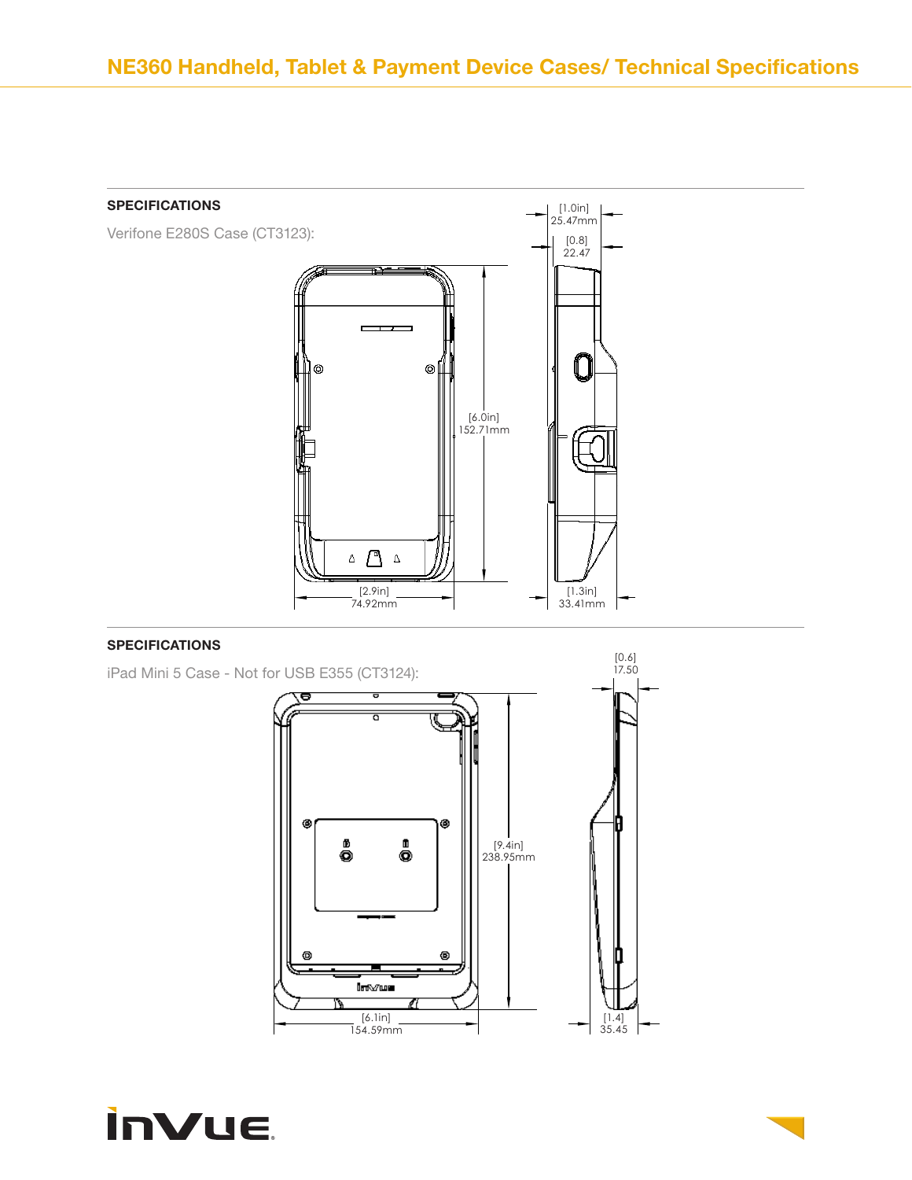## SPECIFICATIONS

Verifone E280S Case (CT3123):

[1.0in]
25.47mm

[0.8]
22.47

[6.0in]
152.71mm

[2.9in]
74.92mm

[1.3in]
33.41mm

## SPECIFICATIONS

iPad Mini 5 Case - Not for USB E355 (CT3124):

[0.6]
17.50

[9.4in]
238.95mm

[6.1in]
154.59mm

[1.4]
35.45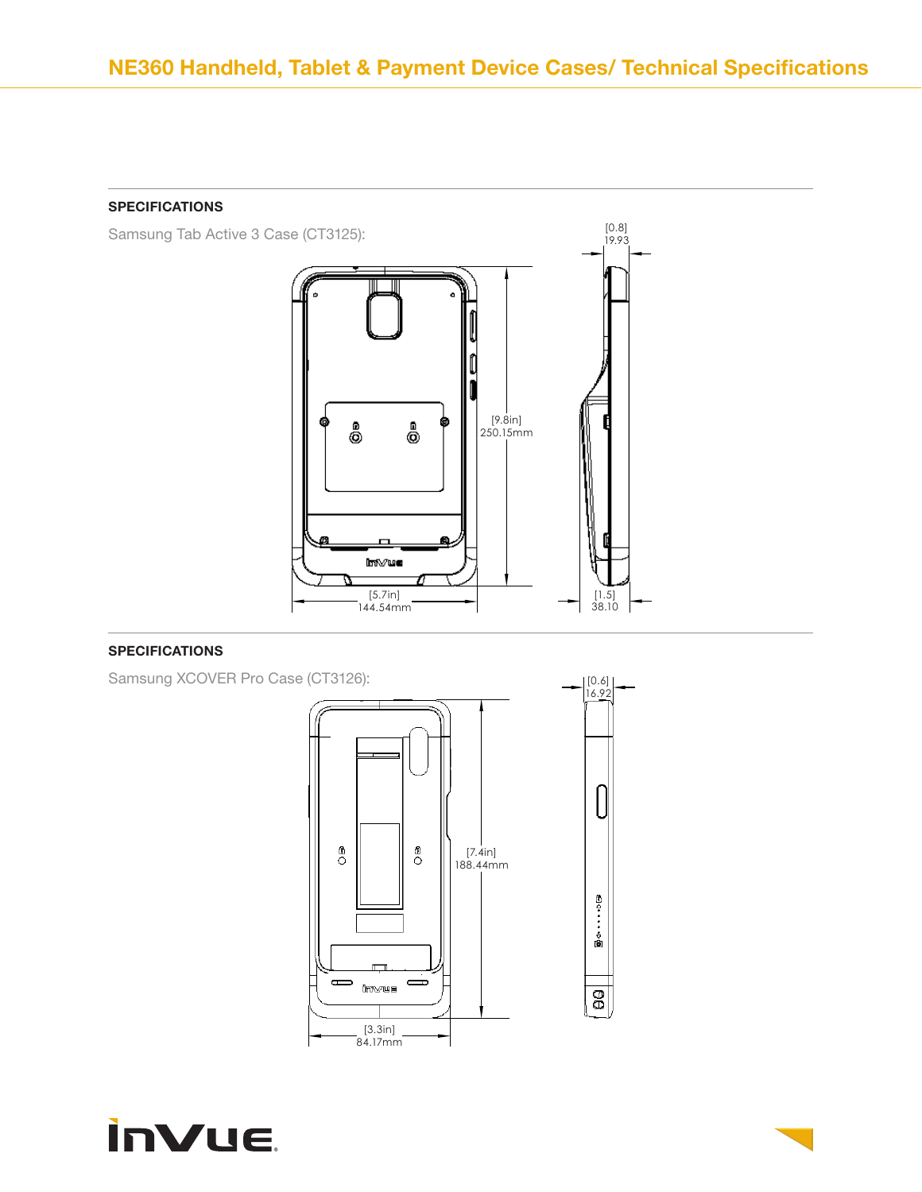## SPECIFICATIONS

Samsung Tab Active 3 Case (CT3125):

[0.8]
19.93

[9.8in]
250.15mm

[5.7in]
144.54mm

[1.5]
38.10

## SPECIFICATIONS

Samsung XCOVER Pro Case (CT3126):

[0.6]
16.92

[7.4in]
188.44mm

[3.3in]
84.17mm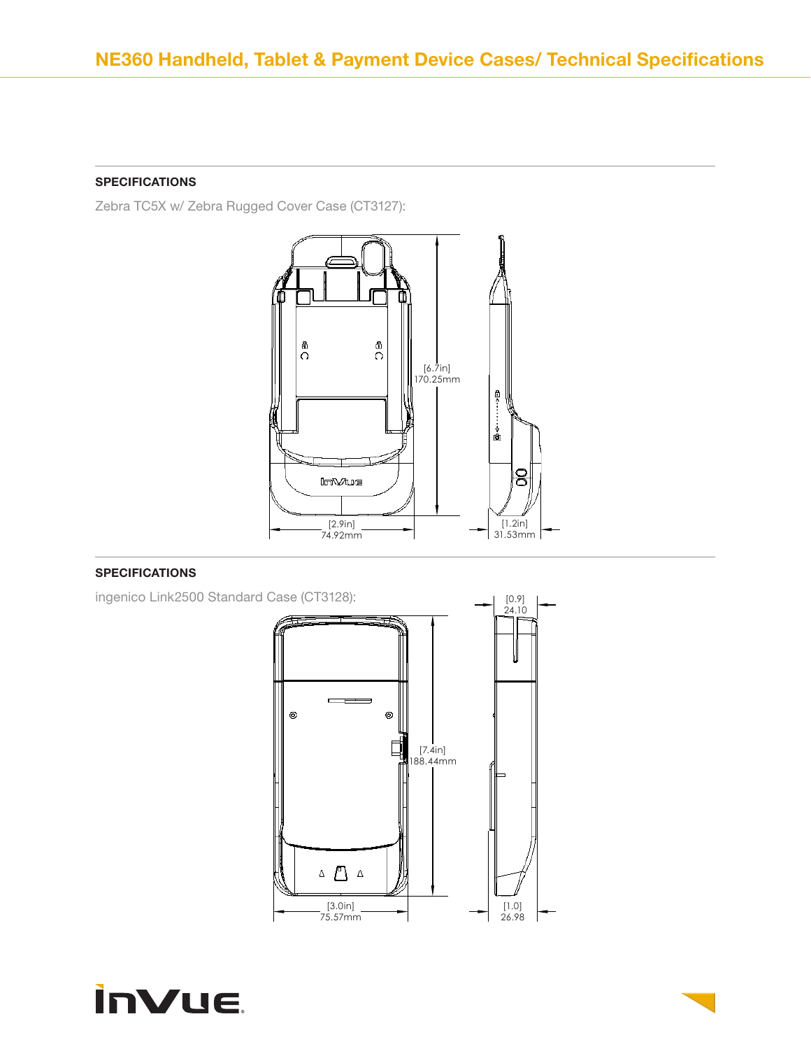# NE360 Handheld, Tablet & Payment Device Cases/ Technical Specifications

**SPECIFICATIONS**

Zebra TC5X w/ Zebra Rugged Cover Case (CT3127):

[6.7in]
170.25mm

[2.9in]
74.92mm

[1.2in]
31.53mm

**SPECIFICATIONS**

ingenico Link2500 Standard Case (CT3128):

[0.9]
24.10

[7.4in]
188.44mm

[3.0in]
75.57mm

[1.0]
26.98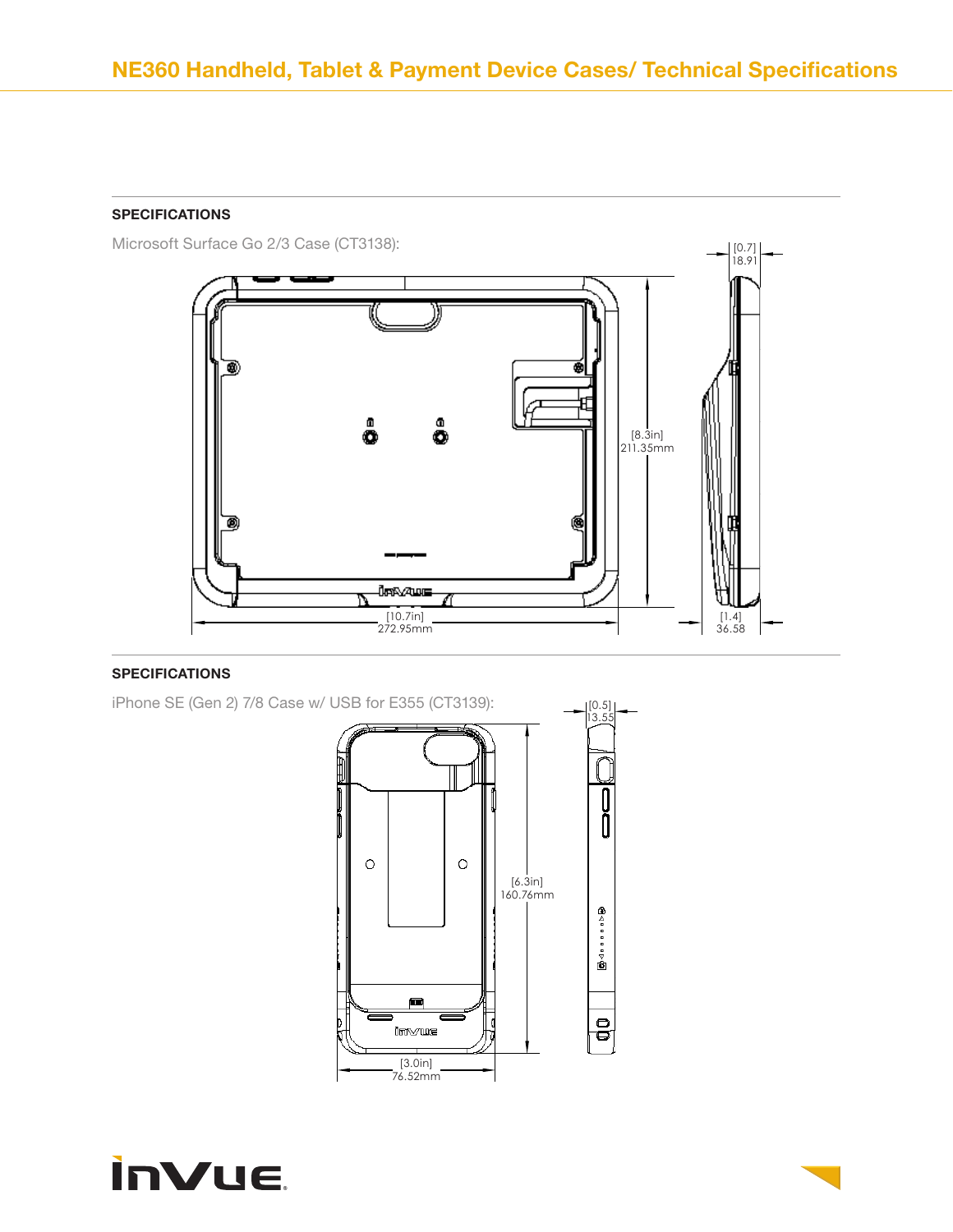# NE360 Handheld, Tablet & Payment Device Cases/ Technical Specifications

## SPECIFICATIONS

Microsoft Surface Go 2/3 Case (CT3138):

[0.7]
18.91

[8.3in]
211.35mm

[10.7in]
272.95mm

[1.4]
36.58

## SPECIFICATIONS

iPhone SE (Gen 2) 7/8 Case w/ USB for E355 (CT3139):

[0.5]
13.55

[6.3in]
160.76mm

[3.0in]
76.52mm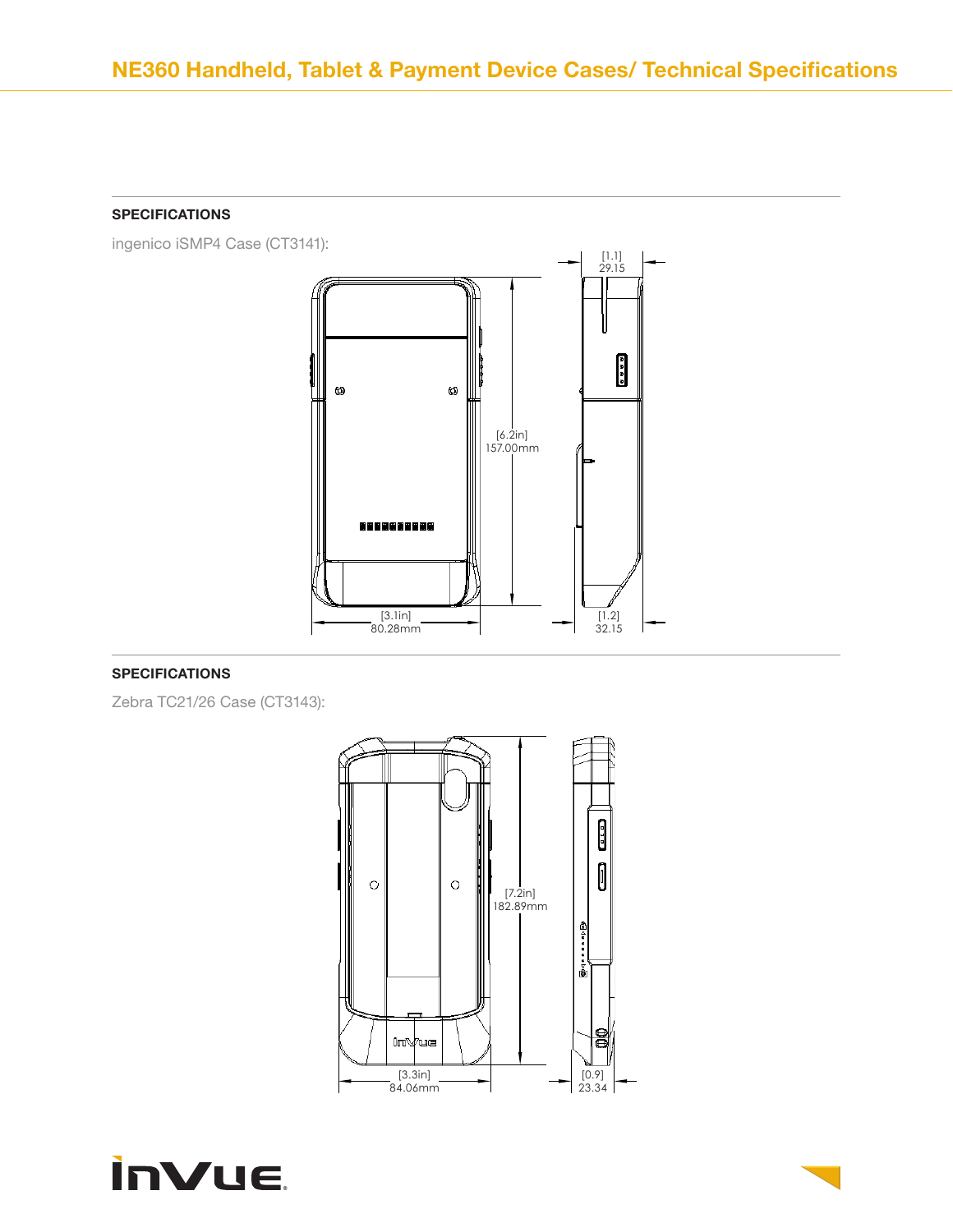## SPECIFICATIONS

ingenico iSMP4 Case (CT3141):

[1.1]
29.15

[6.2in]
157.00mm

[3.1in]
80.28mm

[1.2]
32.15

## SPECIFICATIONS

Zebra TC21/26 Case (CT3143):

[7.2in]
182.89mm

[3.3in]
84.06mm

[0.9]
23.34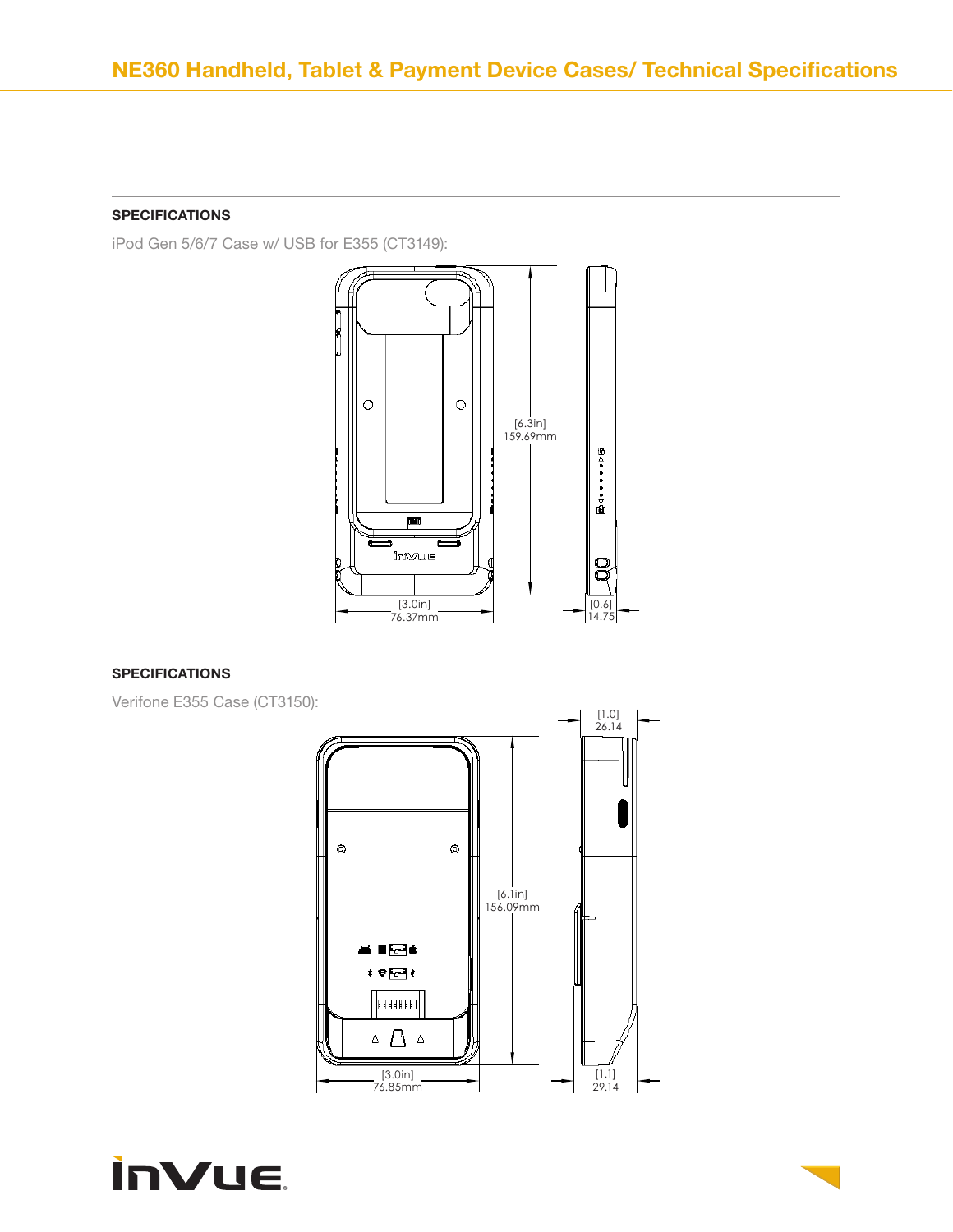## SPECIFICATIONS

iPod Gen 5/6/7 Case w/ USB for E355 (CT3149):

[6.3in]
159.69mm

[3.0in]
76.37mm

[0.6]
14.75

## SPECIFICATIONS

Verifone E355 Case (CT3150):

[1.0]
26.14

[6.1in]
156.09mm

[3.0in]
76.85mm

[1.1]
29.14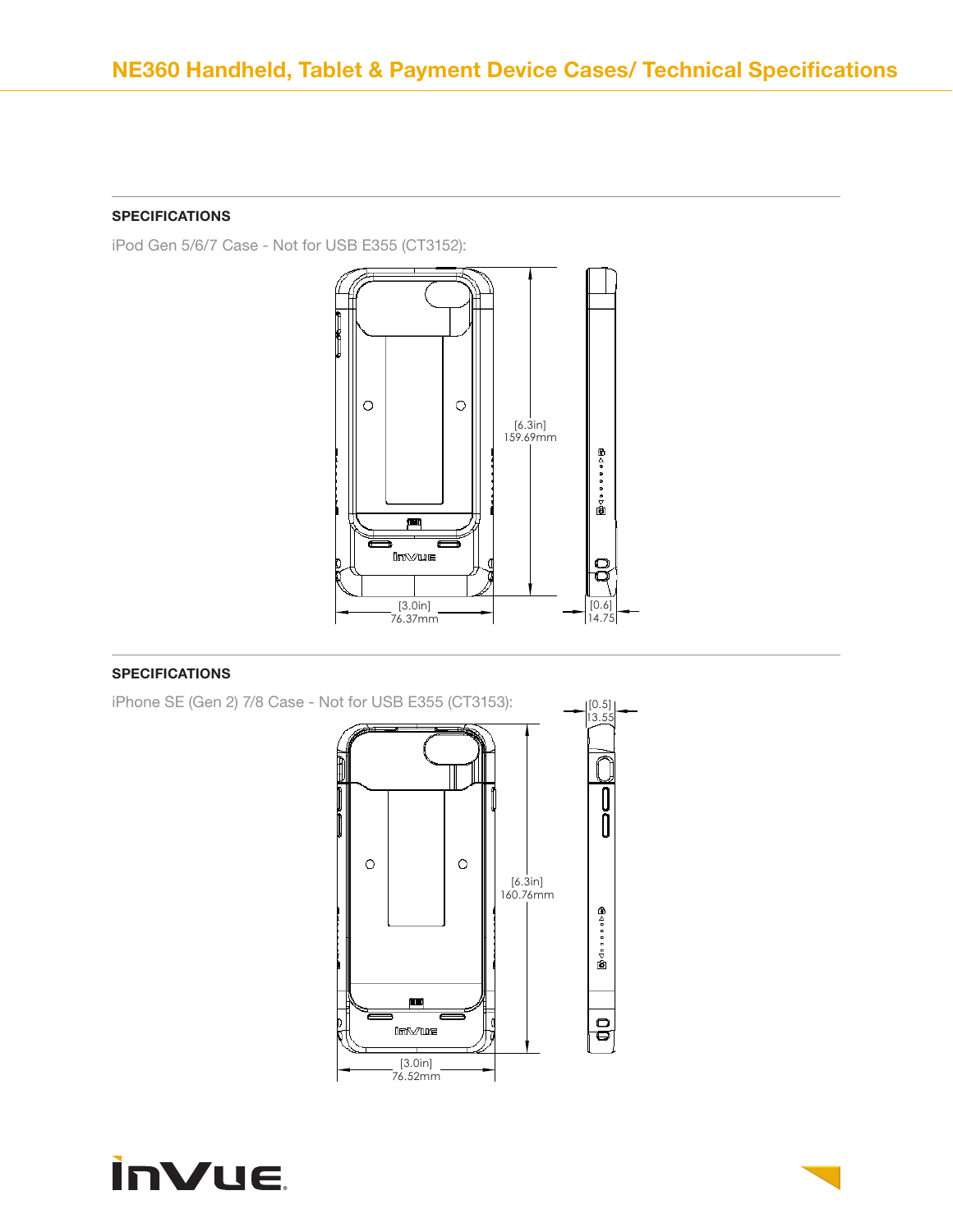# NE360 Handheld, Tablet & Payment Device Cases/ Technical Specifications

**SPECIFICATIONS**

iPod Gen 5/6/7 Case - Not for USB E355 (CT3152):

[6.3in]
159.69mm

[3.0in]
76.37mm

[0.6]
14.75

**SPECIFICATIONS**

iPhone SE (Gen 2) 7/8 Case - Not for USB E355 (CT3153):

[0.5]
13.55

[6.3in]
160.76mm

[3.0in]
76.52mm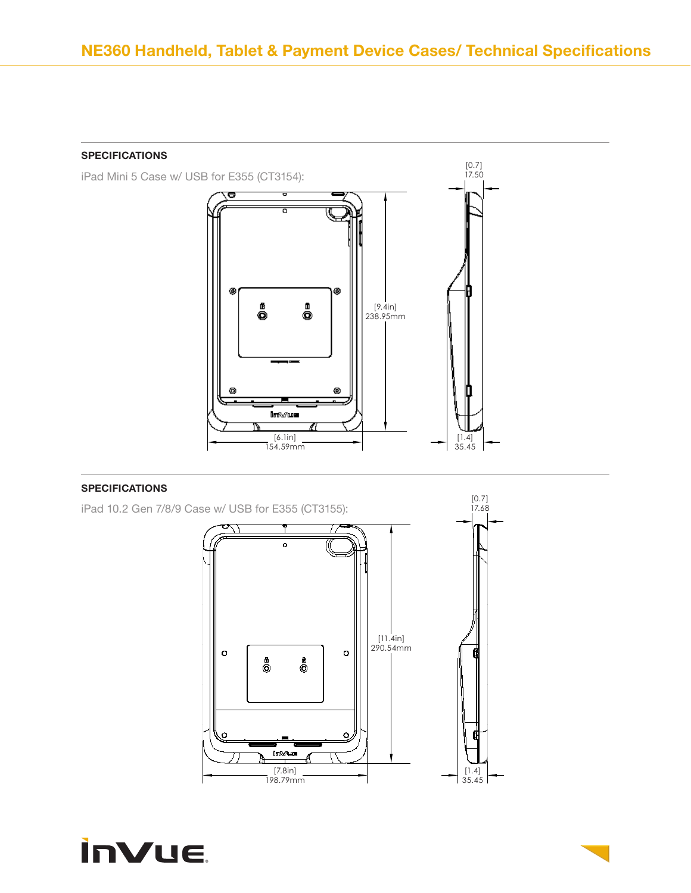# NE360 Handheld, Tablet & Payment Device Cases/ Technical Specifications

## SPECIFICATIONS

iPad Mini 5 Case w/ USB for E355 (CT3154):

[0.7]
17.50

[9.4in]
238.95mm

[6.1in]
154.59mm

[1.4]
35.45

## SPECIFICATIONS

iPad 10.2 Gen 7/8/9 Case w/ USB for E355 (CT3155):

[0.7]
17.68

[11.4in]
290.54mm

[7.8in]
198.79mm

[1.4]
35.45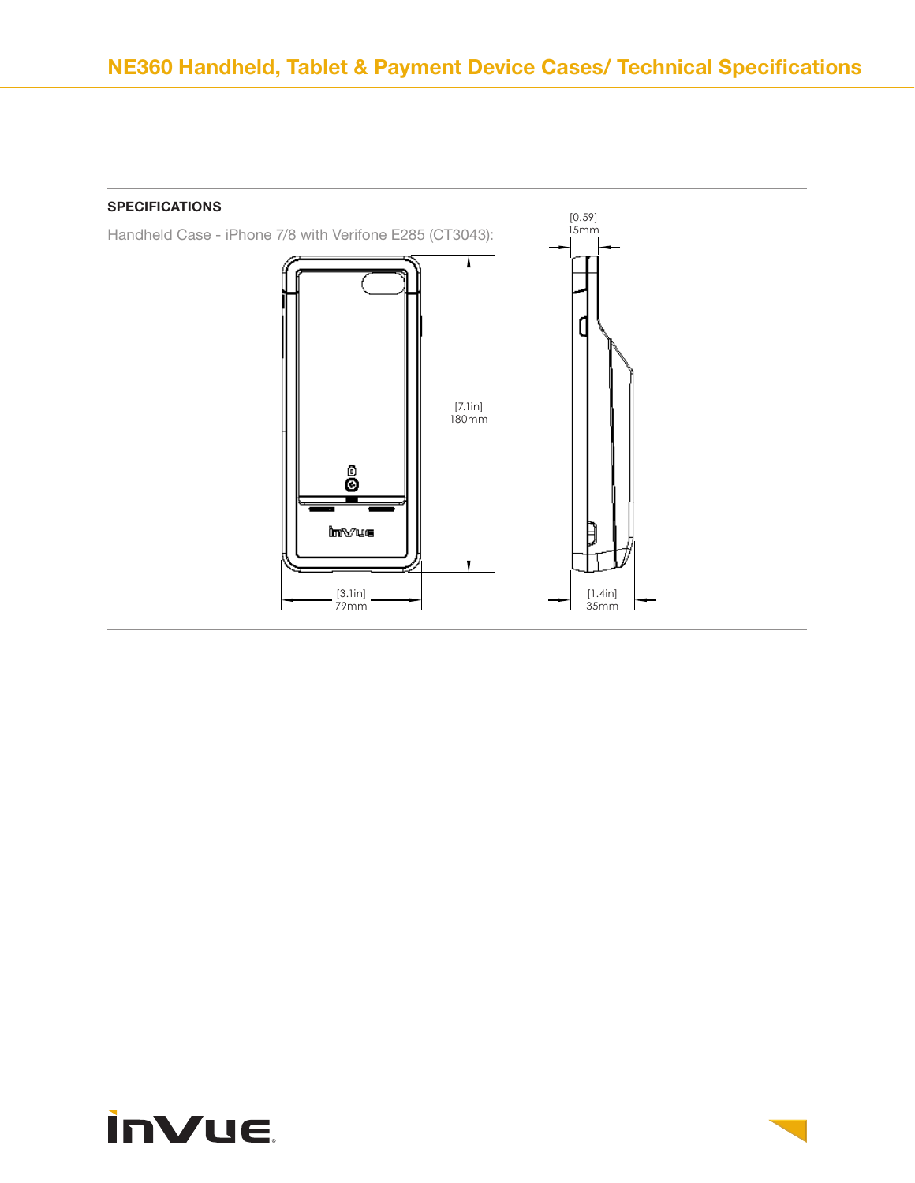## SPECIFICATIONS

Handheld Case - iPhone 7/8 with Verifone E285 (CT3043):

[0.59]
15mm

[7.1in]
180mm

[3.1in]
79mm

[1.4in]
35mm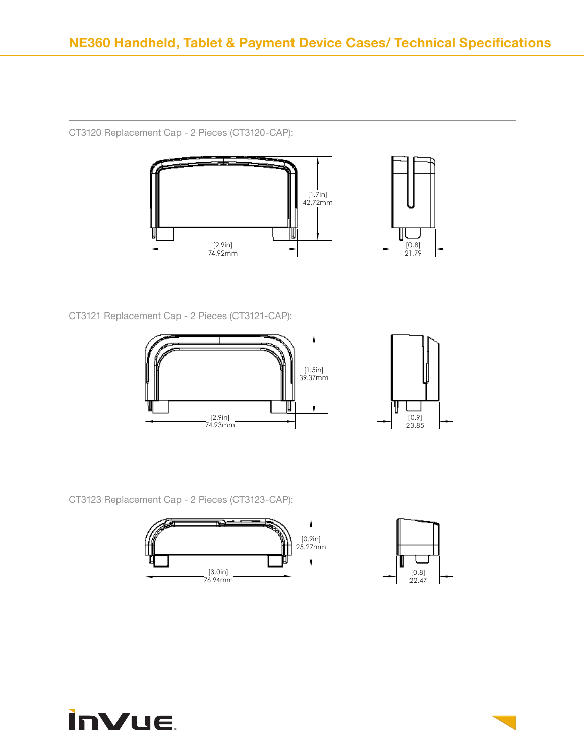CT3120 Replacement Cap - 2 Pieces (CT3120-CAP):

[1.7in]
42.72mm

[2.9in]
74.92mm

[0.8]
21.79

CT3121 Replacement Cap - 2 Pieces (CT3121-CAP):

[1.5in]
39.37mm

[2.9in]
74.93mm

[0.9]
23.85

CT3123 Replacement Cap - 2 Pieces (CT3123-CAP):

[0.9in]
25.27mm

[3.0in]
76.94mm

[0.8]
22.47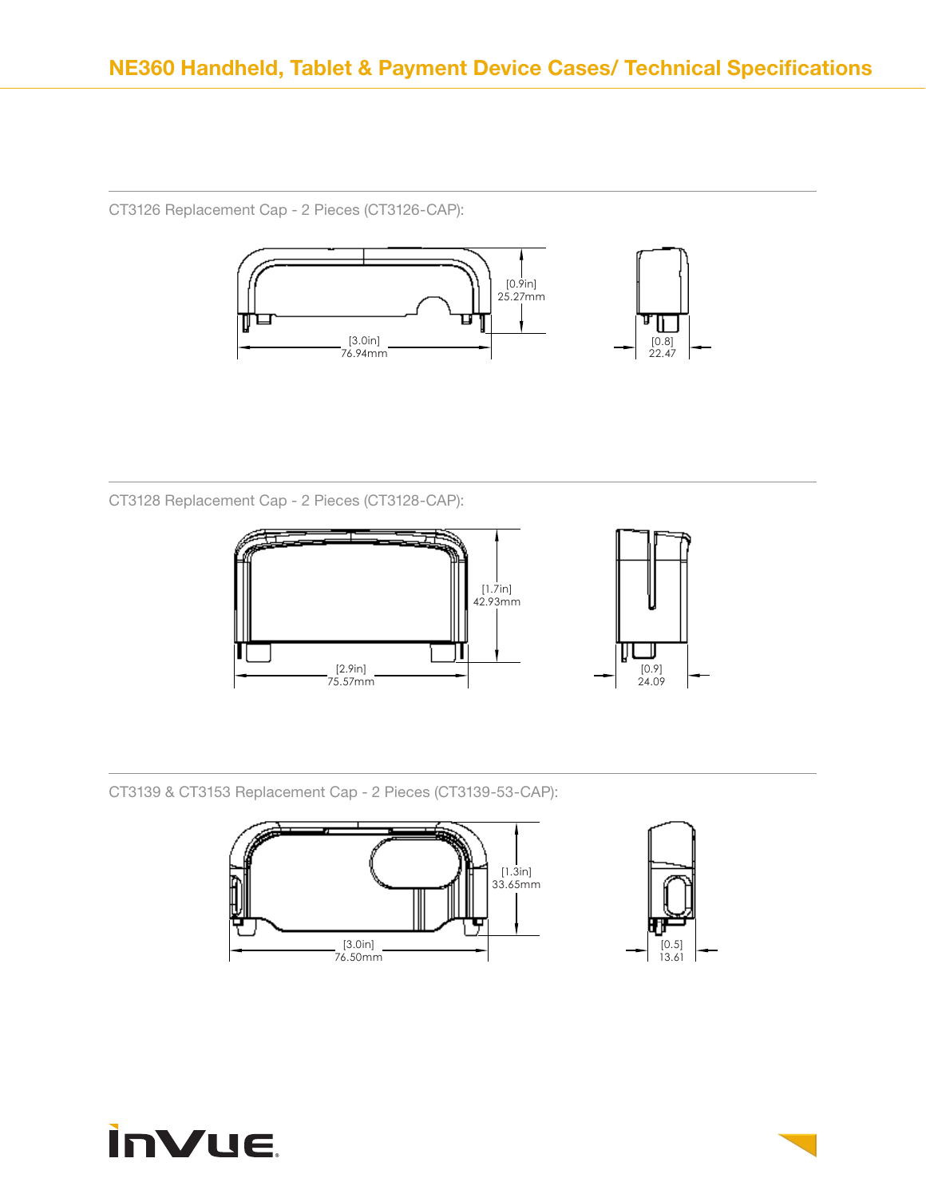CT3126 Replacement Cap - 2 Pieces (CT3126-CAP):

[0.9in]
25.27mm

[3.0in]
76.94mm

[0.8]
22.47

CT3128 Replacement Cap - 2 Pieces (CT3128-CAP):

[1.7in]
42.93mm

[2.9in]
75.57mm

[0.9]
24.09

CT3139 & CT3153 Replacement Cap - 2 Pieces (CT3139-53-CAP):

[1.3in]
33.65mm

[3.0in]
76.50mm

[0.5]
13.61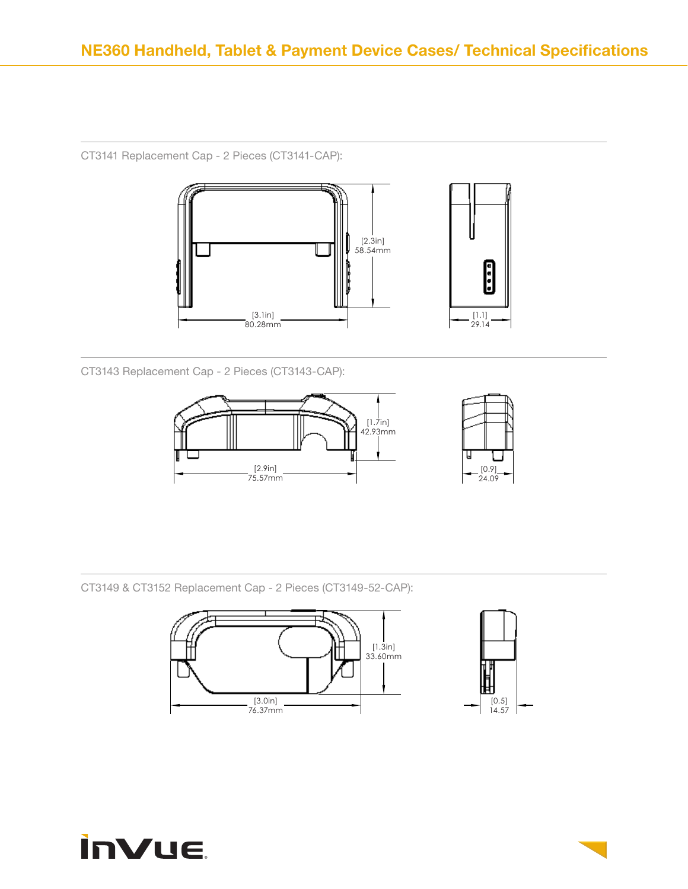## NE360 Handheld, Tablet & Payment Device Cases/ Technical Specifications

CT3141 Replacement Cap - 2 Pieces (CT3141-CAP):

[2.3in]
58.54mm

[3.1in]
80.28mm

[1.1]
29.14

CT3143 Replacement Cap - 2 Pieces (CT3143-CAP):

[1.7in]
42.93mm

[2.9in]
75.57mm

[0.9]
24.09

CT3149 & CT3152 Replacement Cap - 2 Pieces (CT3149-52-CAP):

[1.3in]
33.60mm

[3.0in]
76.37mm

[0.5]
14.57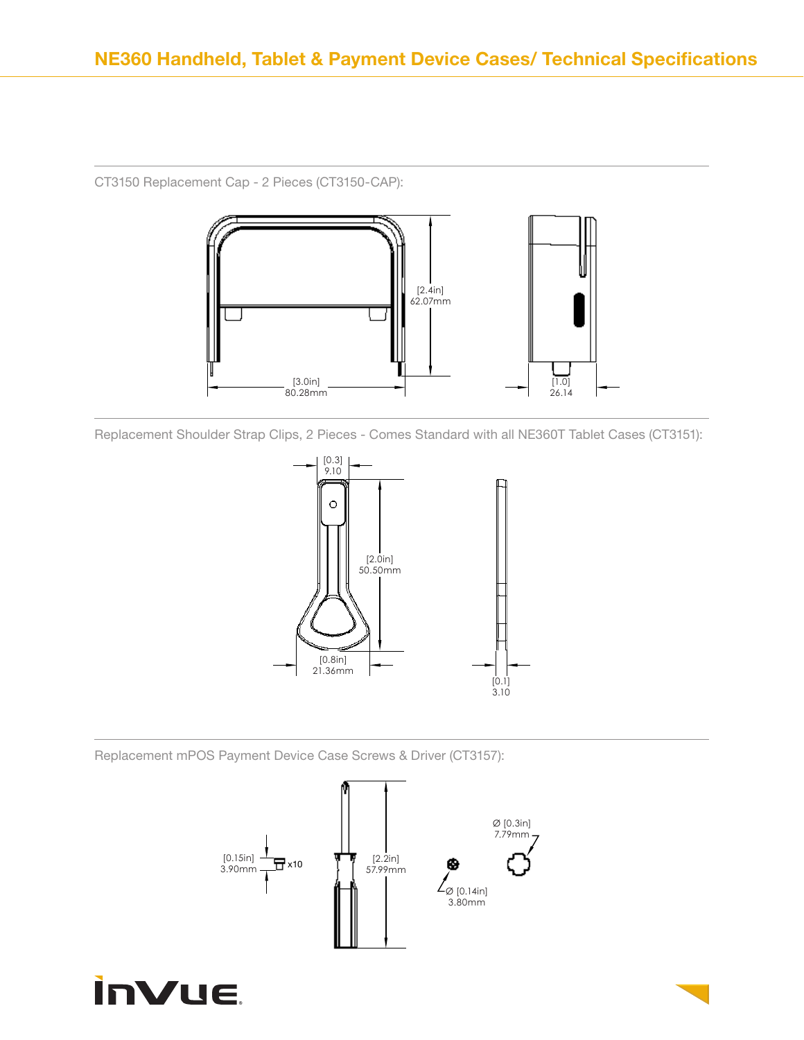# NE360 Handheld, Tablet & Payment Device Cases/ Technical Specifications

CT3150 Replacement Cap - 2 Pieces (CT3150-CAP):

[2.4in]
62.07mm

[3.0in]
80.28mm

[1.0]
26.14

Replacement Shoulder Strap Clips, 2 Pieces - Comes Standard with all NE360T Tablet Cases (CT3151):

[0.3]
9.10

[2.0in]
50.50mm

[0.8in]
21.36mm

[0.1]
3.10

Replacement mPOS Payment Device Case Screws & Driver (CT3157):

[0.15in]
3.90mm

x10

[2.2in]
57.99mm

Ø [0.3in]
7.79mm

Ø [0.14in]
3.80mm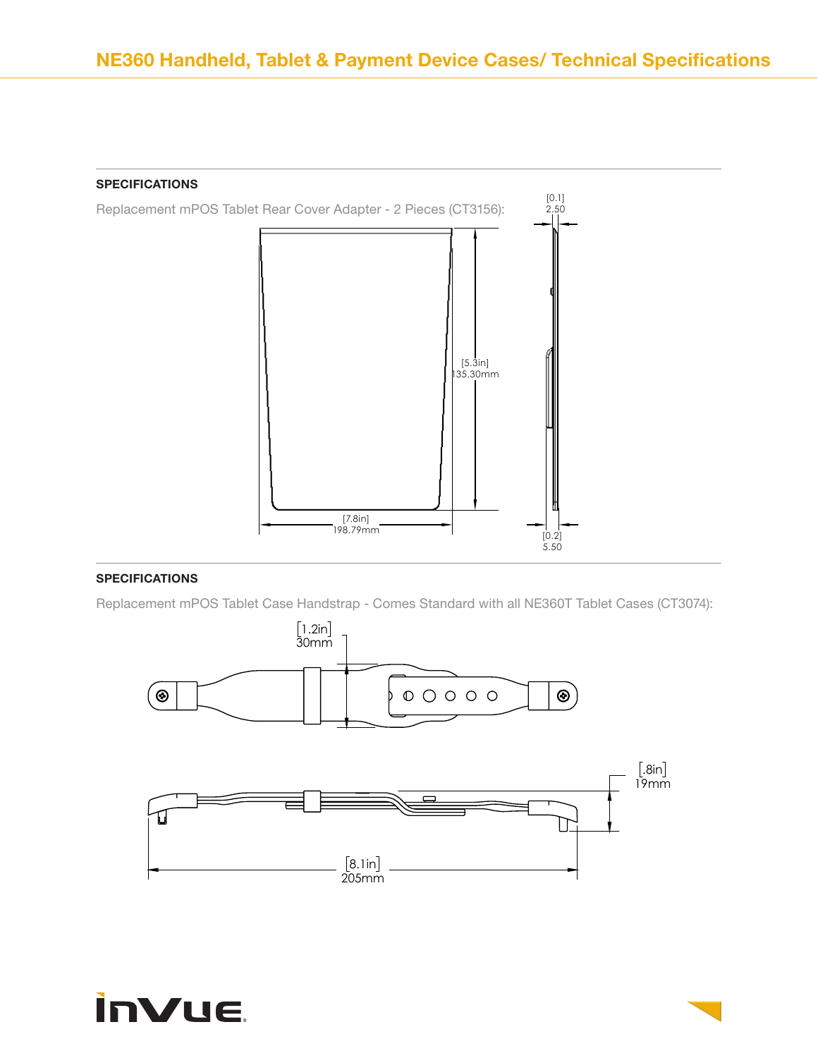## SPECIFICATIONS

Replacement mPOS Tablet Rear Cover Adapter - 2 Pieces (CT3156):

[0.1]
2.50

[5.3in]
135.30mm

[7.8in]
198.79mm

[0.2]
5.50

## SPECIFICATIONS

Replacement mPOS Tablet Case Handstrap - Comes Standard with all NE360T Tablet Cases (CT3074):

[1.2in]
30mm

[.8in]
19mm

[8.1in]
205mm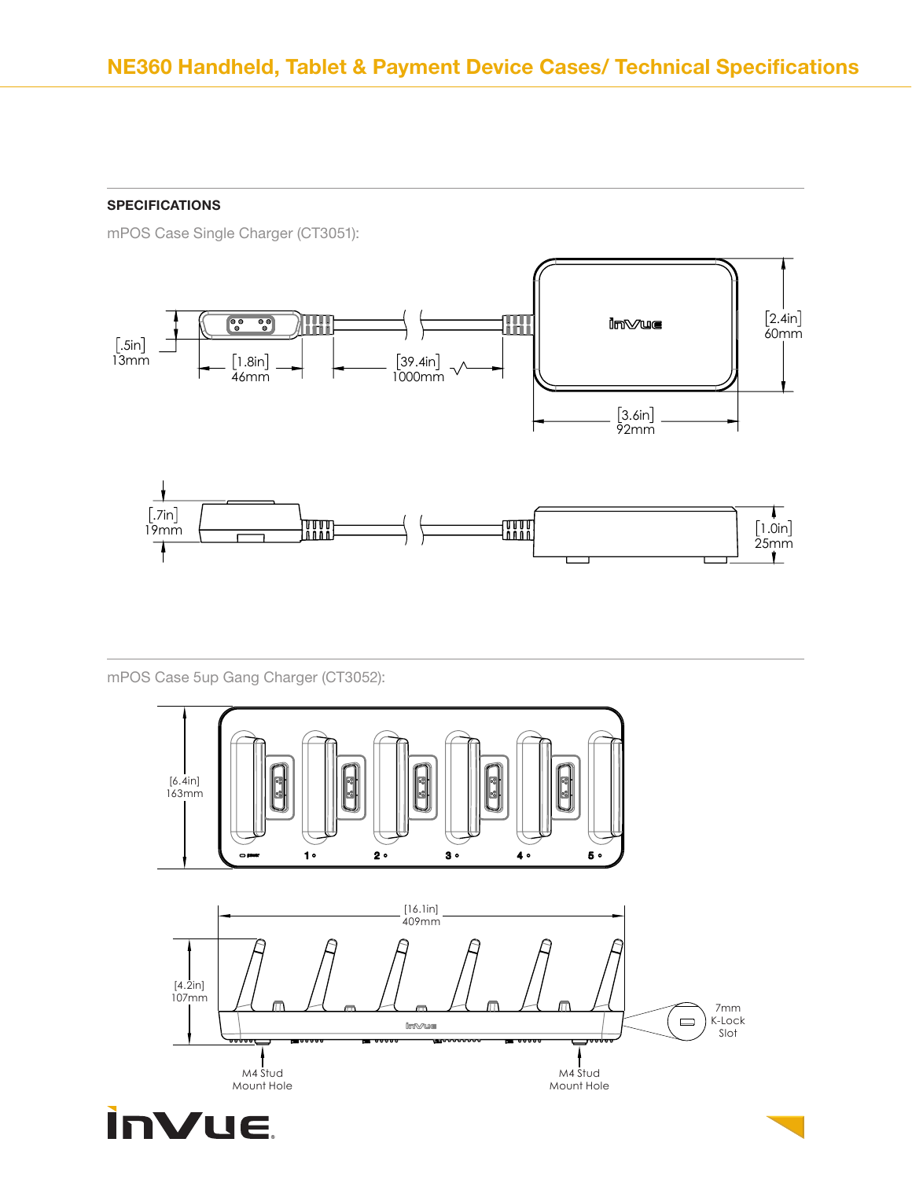# NE360 Handheld, Tablet & Payment Device Cases/ Technical Specifications

## SPECIFICATIONS

mPOS Case Single Charger (CT3051):

[.5in] 13mm

[1.8in] 46mm

[39.4in] 1000mm

[2.4in] 60mm

[3.6in] 92mm

[.7in] 19mm

[1.0in] 25mm

mPOS Case 5up Gang Charger (CT3052):

[6.4in] 163mm

[16.1in] 409mm

[4.2in] 107mm

7mm K-Lock Slot

M4 Stud Mount Hole

M4 Stud Mount Hole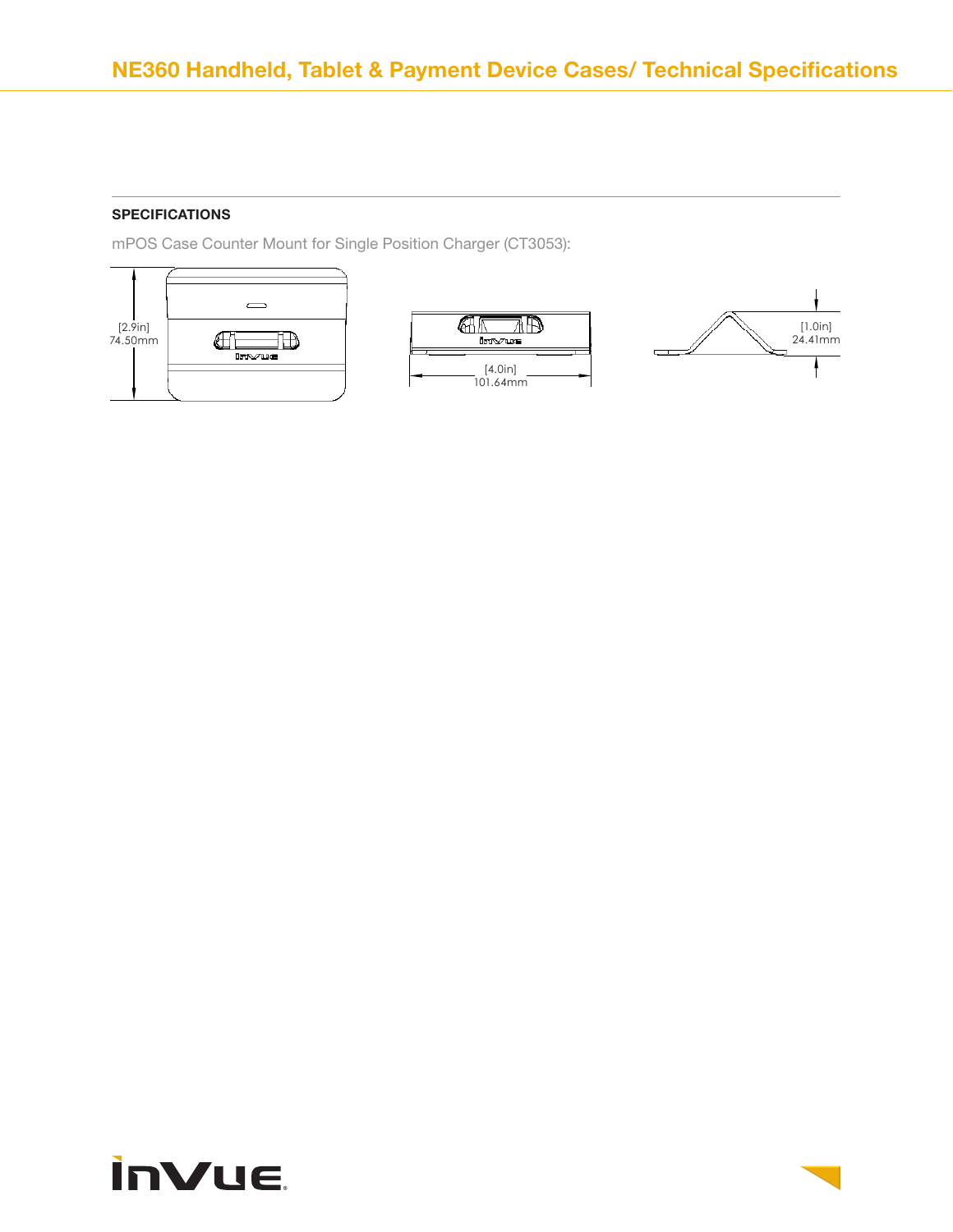## SPECIFICATIONS

mPOS Case Counter Mount for Single Position Charger (CT3053):

[2.9in]
74.50mm

[4.0in]
101.64mm

[1.0in]
24.41mm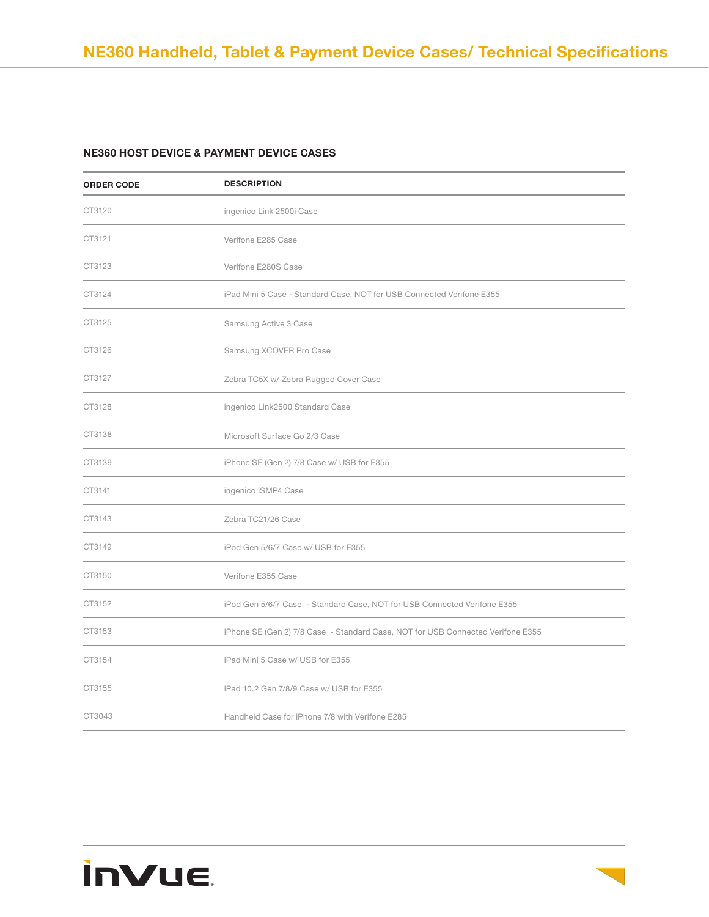# NE360 Handheld, Tablet & Payment Device Cases/ Technical Specifications

## NE360 HOST DEVICE & PAYMENT DEVICE CASES

| ORDER CODE | DESCRIPTION |
|---|---|
| CT3120 | ingenico Link 2500i Case |
| CT3121 | Verifone E285 Case |
| CT3123 | Verifone E280S Case |
| CT3124 | iPad Mini 5 Case - Standard Case, NOT for USB Connected Verifone E355 |
| CT3125 | Samsung Active 3 Case |
| CT3126 | Samsung XCOVER Pro Case |
| CT3127 | Zebra TC5X w/ Zebra Rugged Cover Case |
| CT3128 | ingenico Link2500 Standard Case |
| CT3138 | Microsoft Surface Go 2/3 Case |
| CT3139 | iPhone SE (Gen 2) 7/8 Case w/ USB for E355 |
| CT3141 | ingenico iSMP4 Case |
| CT3143 | Zebra TC21/26 Case |
| CT3149 | iPod Gen 5/6/7 Case w/ USB for E355 |
| CT3150 | Verifone E355 Case |
| CT3152 | iPod Gen 5/6/7 Case - Standard Case, NOT for USB Connected Verifone E355 |
| CT3153 | iPhone SE (Gen 2) 7/8 Case - Standard Case, NOT for USB Connected Verifone E355 |
| CT3154 | iPad Mini 5 Case w/ USB for E355 |
| CT3155 | iPad 10.2 Gen 7/8/9 Case w/ USB for E355 |
| CT3043 | Handheld Case for iPhone 7/8 with Verifone E285 |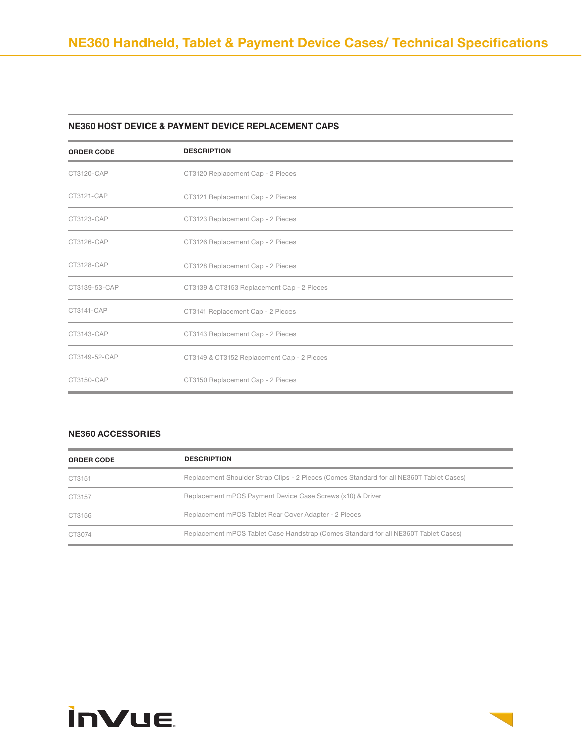# NE360 Handheld, Tablet & Payment Device Cases/ Technical Specifications

## NE360 HOST DEVICE & PAYMENT DEVICE REPLACEMENT CAPS

| ORDER CODE | DESCRIPTION |
|---|---|
| CT3120-CAP | CT3120 Replacement Cap - 2 Pieces |
| CT3121-CAP | CT3121 Replacement Cap - 2 Pieces |
| CT3123-CAP | CT3123 Replacement Cap - 2 Pieces |
| CT3126-CAP | CT3126 Replacement Cap - 2 Pieces |
| CT3128-CAP | CT3128 Replacement Cap - 2 Pieces |
| CT3139-53-CAP | CT3139 & CT3153 Replacement Cap - 2 Pieces |
| CT3141-CAP | CT3141 Replacement Cap - 2 Pieces |
| CT3143-CAP | CT3143 Replacement Cap - 2 Pieces |
| CT3149-52-CAP | CT3149 & CT3152 Replacement Cap - 2 Pieces |
| CT3150-CAP | CT3150 Replacement Cap - 2 Pieces |

## NE360 ACCESSORIES

| ORDER CODE | DESCRIPTION |
|---|---|
| CT3151 | Replacement Shoulder Strap Clips - 2 Pieces (Comes Standard for all NE360T Tablet Cases) |
| CT3157 | Replacement mPOS Payment Device Case Screws (x10) & Driver |
| CT3156 | Replacement mPOS Tablet Rear Cover Adapter - 2 Pieces |
| CT3074 | Replacement mPOS Tablet Case Handstrap (Comes Standard for all NE360T Tablet Cases) |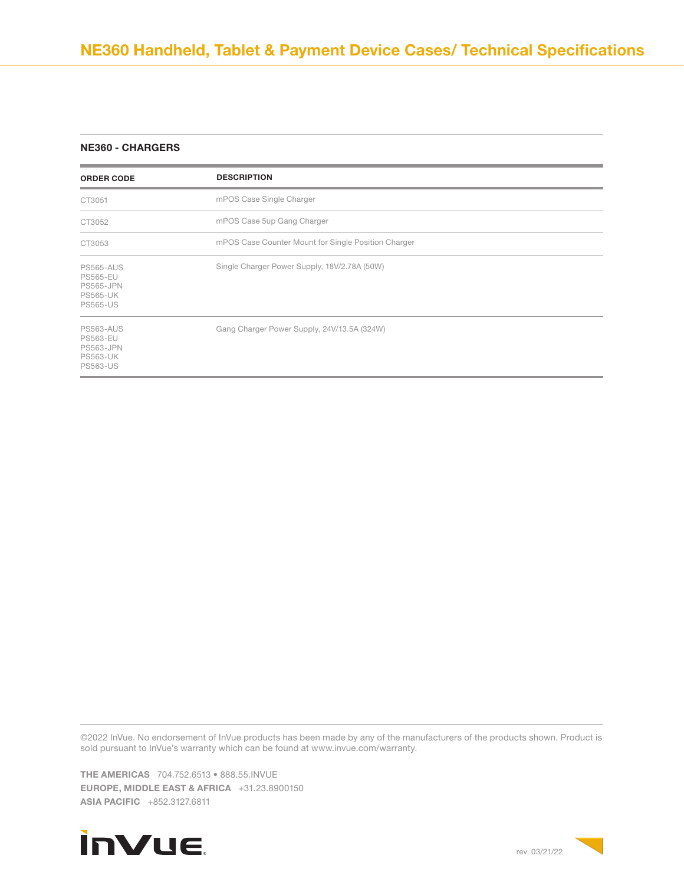## NE360 - CHARGERS

| ORDER CODE | DESCRIPTION |
|---|---|
| CT3051 | mPOS Case Single Charger |
| CT3052 | mPOS Case 5up Gang Charger |
| CT3053 | mPOS Case Counter Mount for Single Position Charger |
| PS565-AUS<br>PS565-EU<br>PS565-JPN<br>PS565-UK<br>PS565-US | Single Charger Power Supply, 18V/2.78A (50W) |
| PS563-AUS<br>PS563-EU<br>PS563-JPN<br>PS563-UK<br>PS563-US | Gang Charger Power Supply, 24V/13.5A (324W) |

©2022 InVue. No endorsement of InVue products has been made by any of the manufacturers of the products shown. Product is sold pursuant to InVue's warranty which can be found at www.invue.com/warranty.

**THE AMERICAS** 704.752.6513 • 888.55.INVUE
**EUROPE, MIDDLE EAST & AFRICA** +31.23.8900150
**ASIA PACIFIC** +852.3127.6811

rev. 03/21/22